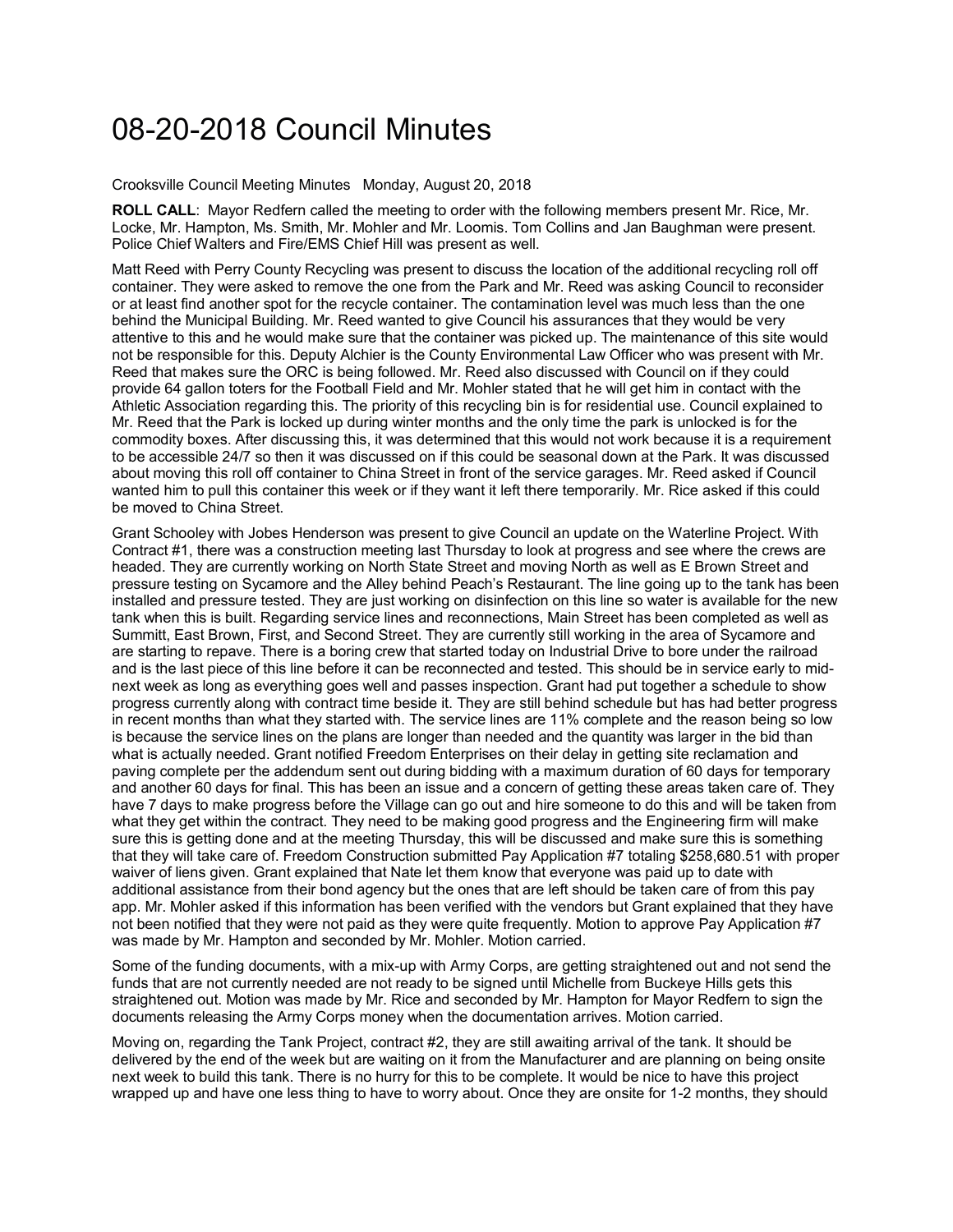# 08-20-2018 Council Minutes

Crooksville Council Meeting Minutes Monday, August 20, 2018

**ROLL CALL**: Mayor Redfern called the meeting to order with the following members present Mr. Rice, Mr. Locke, Mr. Hampton, Ms. Smith, Mr. Mohler and Mr. Loomis. Tom Collins and Jan Baughman were present. Police Chief Walters and Fire/EMS Chief Hill was present as well.

Matt Reed with Perry County Recycling was present to discuss the location of the additional recycling roll off container. They were asked to remove the one from the Park and Mr. Reed was asking Council to reconsider or at least find another spot for the recycle container. The contamination level was much less than the one behind the Municipal Building. Mr. Reed wanted to give Council his assurances that they would be very attentive to this and he would make sure that the container was picked up. The maintenance of this site would not be responsible for this. Deputy Alchier is the County Environmental Law Officer who was present with Mr. Reed that makes sure the ORC is being followed. Mr. Reed also discussed with Council on if they could provide 64 gallon toters for the Football Field and Mr. Mohler stated that he will get him in contact with the Athletic Association regarding this. The priority of this recycling bin is for residential use. Council explained to Mr. Reed that the Park is locked up during winter months and the only time the park is unlocked is for the commodity boxes. After discussing this, it was determined that this would not work because it is a requirement to be accessible 24/7 so then it was discussed on if this could be seasonal down at the Park. It was discussed about moving this roll off container to China Street in front of the service garages. Mr. Reed asked if Council wanted him to pull this container this week or if they want it left there temporarily. Mr. Rice asked if this could be moved to China Street.

Grant Schooley with Jobes Henderson was present to give Council an update on the Waterline Project. With Contract #1, there was a construction meeting last Thursday to look at progress and see where the crews are headed. They are currently working on North State Street and moving North as well as E Brown Street and pressure testing on Sycamore and the Alley behind Peach's Restaurant. The line going up to the tank has been installed and pressure tested. They are just working on disinfection on this line so water is available for the new tank when this is built. Regarding service lines and reconnections, Main Street has been completed as well as Summitt, East Brown, First, and Second Street. They are currently still working in the area of Sycamore and are starting to repave. There is a boring crew that started today on Industrial Drive to bore under the railroad and is the last piece of this line before it can be reconnected and tested. This should be in service early to mid-next week as long as everything goes well and passes inspection. Grant had put together a schedule to show progress currently along with contract time beside it. They are still behind schedule but has had better progress in recent months than what they started with. The service lines are 11% complete and the reason being so low is because the service lines on the plans are longer than needed and the quantity was larger in the bid than what is actually needed. Grant notified Freedom Enterprises on their delay in getting site reclamation and paving complete per the addendum sent out during bidding with a maximum duration of 60 days for temporary and another 60 days for final. This has been an issue and a concern of getting these areas taken care of. They have 7 days to make progress before the Village can go out and hire someone to do this and will be taken from what they get within the contract. They need to be making good progress and the Engineering firm will make sure this is getting done and at the meeting Thursday, this will be discussed and make sure this is something that they will take care of. Freedom Construction submitted Pay Application #7 totaling $258,680.51 with proper waiver of liens given. Grant explained that Nate let them know that everyone was paid up to date with additional assistance from their bond agency but the ones that are left should be taken care of from this pay app. Mr. Mohler asked if this information has been verified with the vendors but Grant explained that they have not been notified that they were not paid as they were quite frequently. Motion to approve Pay Application #7 was made by Mr. Hampton and seconded by Mr. Mohler. Motion carried.

Some of the funding documents, with a mix-up with Army Corps, are getting straightened out and not send the funds that are not currently needed are not ready to be signed until Michelle from Buckeye Hills gets this straightened out. Motion was made by Mr. Rice and seconded by Mr. Hampton for Mayor Redfern to sign the documents releasing the Army Corps money when the documentation arrives. Motion carried.

Moving on, regarding the Tank Project, contract #2, they are still awaiting arrival of the tank. It should be delivered by the end of the week but are waiting on it from the Manufacturer and are planning on being onsite next week to build this tank. There is no hurry for this to be complete. It would be nice to have this project wrapped up and have one less thing to have to worry about. Once they are onsite for 1-2 months, they should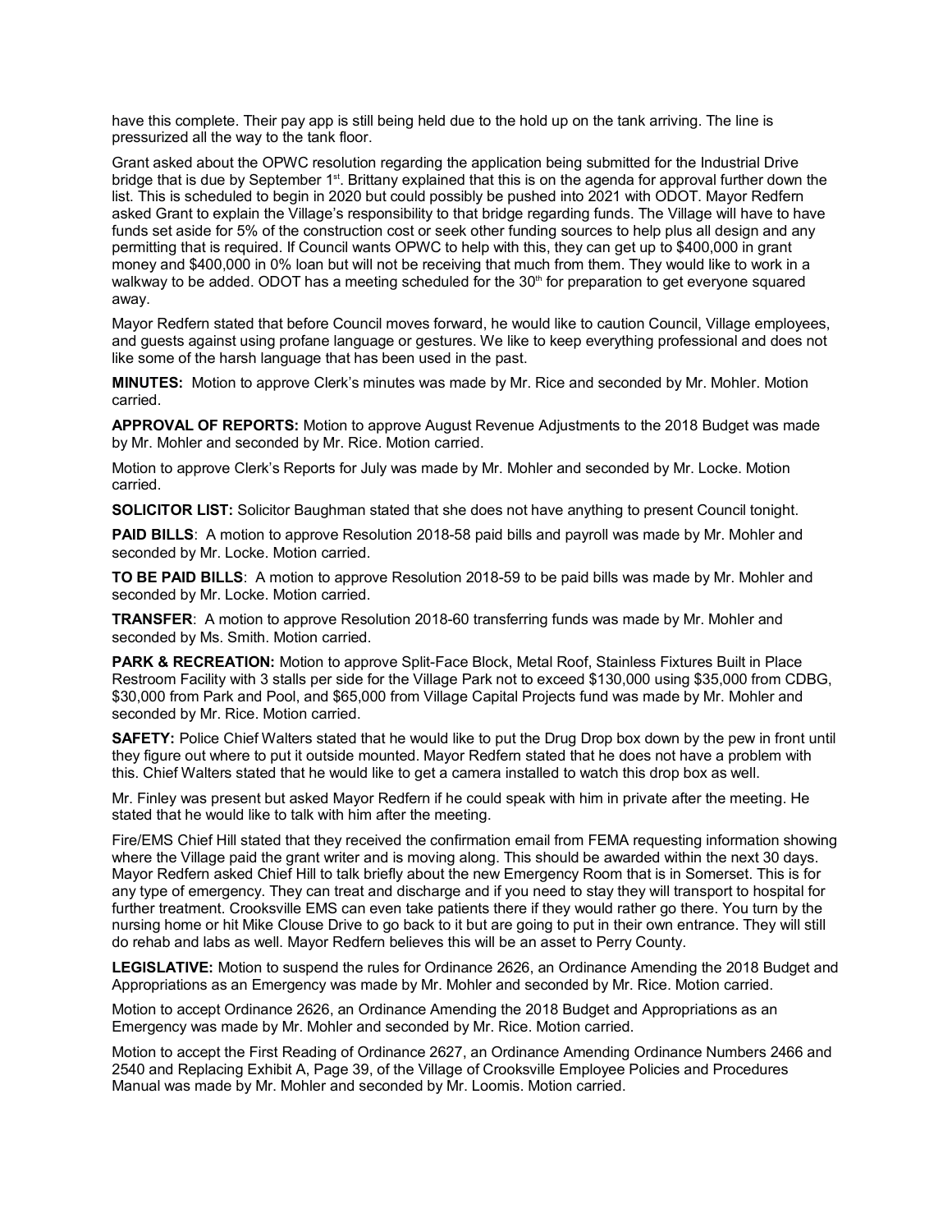have this complete. Their pay app is still being held due to the hold up on the tank arriving. The line is pressurized all the way to the tank floor.

Grant asked about the OPWC resolution regarding the application being submitted for the Industrial Drive bridge that is due by September 1st. Brittany explained that this is on the agenda for approval further down the list. This is scheduled to begin in 2020 but could possibly be pushed into 2021 with ODOT. Mayor Redfern asked Grant to explain the Village's responsibility to that bridge regarding funds. The Village will have to have funds set aside for 5% of the construction cost or seek other funding sources to help plus all design and any permitting that is required. If Council wants OPWC to help with this, they can get up to $400,000 in grant money and $400,000 in 0% loan but will not be receiving that much from them. They would like to work in a walkway to be added. ODOT has a meeting scheduled for the 30th for preparation to get everyone squared away.

Mayor Redfern stated that before Council moves forward, he would like to caution Council, Village employees, and guests against using profane language or gestures. We like to keep everything professional and does not like some of the harsh language that has been used in the past.

**MINUTES:** Motion to approve Clerk's minutes was made by Mr. Rice and seconded by Mr. Mohler. Motion carried.

**APPROVAL OF REPORTS:** Motion to approve August Revenue Adjustments to the 2018 Budget was made by Mr. Mohler and seconded by Mr. Rice. Motion carried.

Motion to approve Clerk's Reports for July was made by Mr. Mohler and seconded by Mr. Locke. Motion carried.

**SOLICITOR LIST:** Solicitor Baughman stated that she does not have anything to present Council tonight.

**PAID BILLS**: A motion to approve Resolution 2018-58 paid bills and payroll was made by Mr. Mohler and seconded by Mr. Locke. Motion carried.

**TO BE PAID BILLS**: A motion to approve Resolution 2018-59 to be paid bills was made by Mr. Mohler and seconded by Mr. Locke. Motion carried.

**TRANSFER**: A motion to approve Resolution 2018-60 transferring funds was made by Mr. Mohler and seconded by Ms. Smith. Motion carried.

**PARK & RECREATION:** Motion to approve Split-Face Block, Metal Roof, Stainless Fixtures Built in Place Restroom Facility with 3 stalls per side for the Village Park not to exceed $130,000 using $35,000 from CDBG, $30,000 from Park and Pool, and $65,000 from Village Capital Projects fund was made by Mr. Mohler and seconded by Mr. Rice. Motion carried.

**SAFETY:** Police Chief Walters stated that he would like to put the Drug Drop box down by the pew in front until they figure out where to put it outside mounted. Mayor Redfern stated that he does not have a problem with this. Chief Walters stated that he would like to get a camera installed to watch this drop box as well.

Mr. Finley was present but asked Mayor Redfern if he could speak with him in private after the meeting. He stated that he would like to talk with him after the meeting.

Fire/EMS Chief Hill stated that they received the confirmation email from FEMA requesting information showing where the Village paid the grant writer and is moving along. This should be awarded within the next 30 days. Mayor Redfern asked Chief Hill to talk briefly about the new Emergency Room that is in Somerset. This is for any type of emergency. They can treat and discharge and if you need to stay they will transport to hospital for further treatment. Crooksville EMS can even take patients there if they would rather go there. You turn by the nursing home or hit Mike Clouse Drive to go back to it but are going to put in their own entrance. They will still do rehab and labs as well. Mayor Redfern believes this will be an asset to Perry County.

**LEGISLATIVE:** Motion to suspend the rules for Ordinance 2626, an Ordinance Amending the 2018 Budget and Appropriations as an Emergency was made by Mr. Mohler and seconded by Mr. Rice. Motion carried.

Motion to accept Ordinance 2626, an Ordinance Amending the 2018 Budget and Appropriations as an Emergency was made by Mr. Mohler and seconded by Mr. Rice. Motion carried.

Motion to accept the First Reading of Ordinance 2627, an Ordinance Amending Ordinance Numbers 2466 and 2540 and Replacing Exhibit A, Page 39, of the Village of Crooksville Employee Policies and Procedures Manual was made by Mr. Mohler and seconded by Mr. Loomis. Motion carried.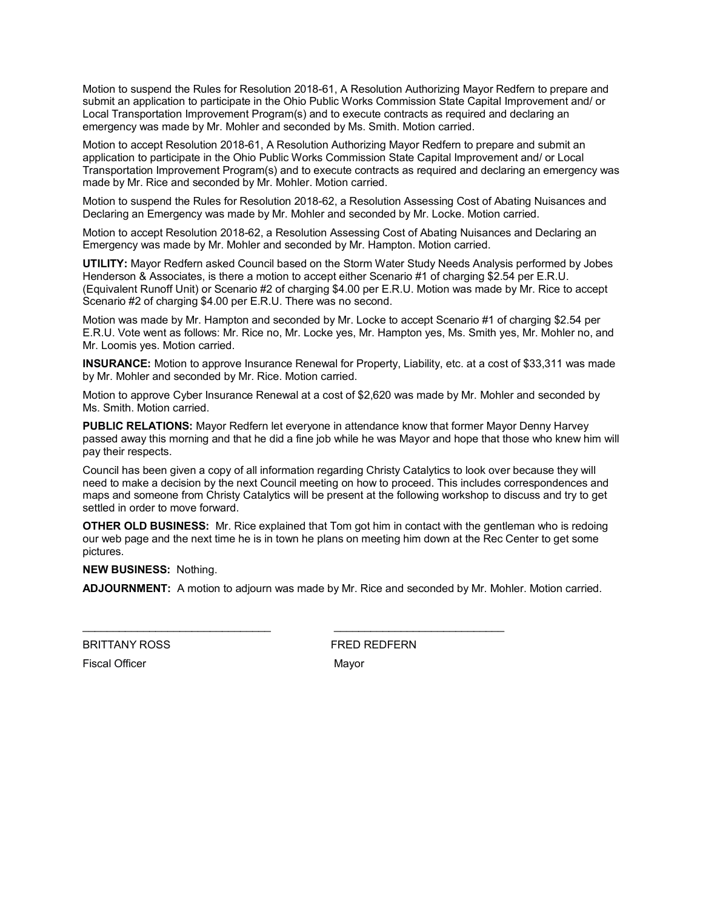Motion to suspend the Rules for Resolution 2018-61, A Resolution Authorizing Mayor Redfern to prepare and submit an application to participate in the Ohio Public Works Commission State Capital Improvement and/ or Local Transportation Improvement Program(s) and to execute contracts as required and declaring an emergency was made by Mr. Mohler and seconded by Ms. Smith. Motion carried.

Motion to accept Resolution 2018-61, A Resolution Authorizing Mayor Redfern to prepare and submit an application to participate in the Ohio Public Works Commission State Capital Improvement and/ or Local Transportation Improvement Program(s) and to execute contracts as required and declaring an emergency was made by Mr. Rice and seconded by Mr. Mohler. Motion carried.

Motion to suspend the Rules for Resolution 2018-62, a Resolution Assessing Cost of Abating Nuisances and Declaring an Emergency was made by Mr. Mohler and seconded by Mr. Locke. Motion carried.

Motion to accept Resolution 2018-62, a Resolution Assessing Cost of Abating Nuisances and Declaring an Emergency was made by Mr. Mohler and seconded by Mr. Hampton. Motion carried.

**UTILITY:** Mayor Redfern asked Council based on the Storm Water Study Needs Analysis performed by Jobes Henderson & Associates, is there a motion to accept either Scenario #1 of charging $2.54 per E.R.U. (Equivalent Runoff Unit) or Scenario #2 of charging $4.00 per E.R.U. Motion was made by Mr. Rice to accept Scenario #2 of charging $4.00 per E.R.U. There was no second.

Motion was made by Mr. Hampton and seconded by Mr. Locke to accept Scenario #1 of charging $2.54 per E.R.U. Vote went as follows: Mr. Rice no, Mr. Locke yes, Mr. Hampton yes, Ms. Smith yes, Mr. Mohler no, and Mr. Loomis yes. Motion carried.

**INSURANCE:** Motion to approve Insurance Renewal for Property, Liability, etc. at a cost of $33,311 was made by Mr. Mohler and seconded by Mr. Rice. Motion carried.

Motion to approve Cyber Insurance Renewal at a cost of $2,620 was made by Mr. Mohler and seconded by Ms. Smith. Motion carried.

**PUBLIC RELATIONS:** Mayor Redfern let everyone in attendance know that former Mayor Denny Harvey passed away this morning and that he did a fine job while he was Mayor and hope that those who knew him will pay their respects.

Council has been given a copy of all information regarding Christy Catalytics to look over because they will need to make a decision by the next Council meeting on how to proceed. This includes correspondences and maps and someone from Christy Catalytics will be present at the following workshop to discuss and try to get settled in order to move forward.

**OTHER OLD BUSINESS:** Mr. Rice explained that Tom got him in contact with the gentleman who is redoing our web page and the next time he is in town he plans on meeting him down at the Rec Center to get some pictures.

**NEW BUSINESS:** Nothing.

**ADJOURNMENT:** A motion to adjourn was made by Mr. Rice and seconded by Mr. Mohler. Motion carried.

\_\_\_\_\_\_\_\_\_\_\_\_\_\_\_\_\_\_\_\_\_\_\_\_\_\_\_\_\_\_ \_\_\_\_\_\_\_\_\_\_\_\_\_\_\_\_\_\_\_\_\_\_\_\_\_\_\_\_\_\_

BRITTANY ROSS — Fiscal Officer

FRED REDFERN — Mayor